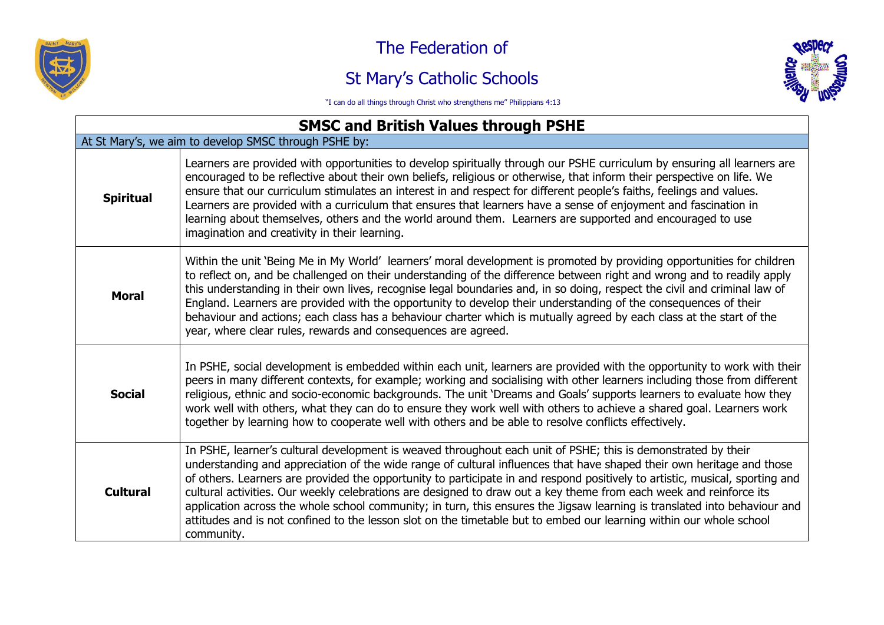# The Federation of

# St Mary's Catholic Schools

"I can do all things through Christ who strengthens me" Philippians 4:13

| SMSC and British Values through PSHE | |
|---|---|
| At St Mary's, we aim to develop SMSC through PSHE by: | |
| **Spiritual** | Learners are provided with opportunities to develop spiritually through our PSHE curriculum by ensuring all learners are encouraged to be reflective about their own beliefs, religious or otherwise, that inform their perspective on life. We ensure that our curriculum stimulates an interest in and respect for different people's faiths, feelings and values. Learners are provided with a curriculum that ensures that learners have a sense of enjoyment and fascination in learning about themselves, others and the world around them. Learners are supported and encouraged to use imagination and creativity in their learning. |
| **Moral** | Within the unit 'Being Me in My World' learners' moral development is promoted by providing opportunities for children to reflect on, and be challenged on their understanding of the difference between right and wrong and to readily apply this understanding in their own lives, recognise legal boundaries and, in so doing, respect the civil and criminal law of England. Learners are provided with the opportunity to develop their understanding of the consequences of their behaviour and actions; each class has a behaviour charter which is mutually agreed by each class at the start of the year, where clear rules, rewards and consequences are agreed. |
| **Social** | In PSHE, social development is embedded within each unit, learners are provided with the opportunity to work with their peers in many different contexts, for example; working and socialising with other learners including those from different religious, ethnic and socio-economic backgrounds. The unit 'Dreams and Goals' supports learners to evaluate how they work well with others, what they can do to ensure they work well with others to achieve a shared goal. Learners work together by learning how to cooperate well with others and be able to resolve conflicts effectively. |
| **Cultural** | In PSHE, learner's cultural development is weaved throughout each unit of PSHE; this is demonstrated by their understanding and appreciation of the wide range of cultural influences that have shaped their own heritage and those of others. Learners are provided the opportunity to participate in and respond positively to artistic, musical, sporting and cultural activities. Our weekly celebrations are designed to draw out a key theme from each week and reinforce its application across the whole school community; in turn, this ensures the Jigsaw learning is translated into behaviour and attitudes and is not confined to the lesson slot on the timetable but to embed our learning within our whole school community. |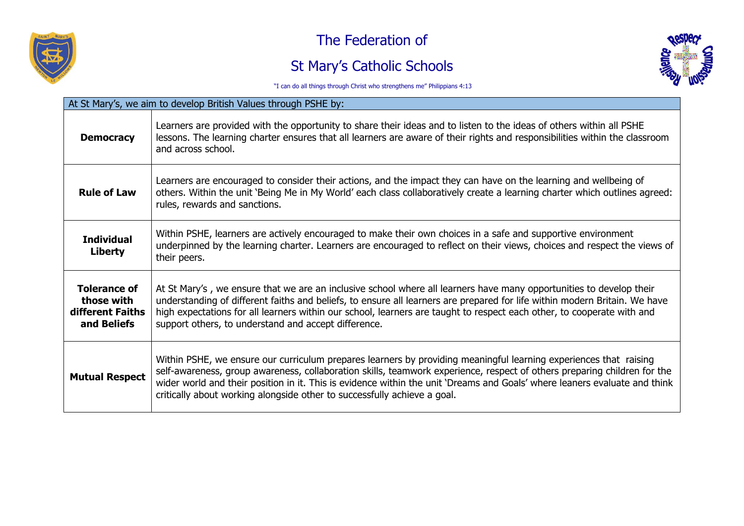# The Federation of

# St Mary's Catholic Schools

"I can do all things through Christ who strengthens me" Philippians 4:13

| At St Mary's, we aim to develop British Values through PSHE by: | |
|---|---|
| **Democracy** | Learners are provided with the opportunity to share their ideas and to listen to the ideas of others within all PSHE lessons. The learning charter ensures that all learners are aware of their rights and responsibilities within the classroom and across school. |
| **Rule of Law** | Learners are encouraged to consider their actions, and the impact they can have on the learning and wellbeing of others. Within the unit 'Being Me in My World' each class collaboratively create a learning charter which outlines agreed: rules, rewards and sanctions. |
| **Individual Liberty** | Within PSHE, learners are actively encouraged to make their own choices in a safe and supportive environment underpinned by the learning charter. Learners are encouraged to reflect on their views, choices and respect the views of their peers. |
| **Tolerance of those with different Faiths and Beliefs** | At St Mary's , we ensure that we are an inclusive school where all learners have many opportunities to develop their understanding of different faiths and beliefs, to ensure all learners are prepared for life within modern Britain. We have high expectations for all learners within our school, learners are taught to respect each other, to cooperate with and support others, to understand and accept difference. |
| **Mutual Respect** | Within PSHE, we ensure our curriculum prepares learners by providing meaningful learning experiences that raising self-awareness, group awareness, collaboration skills, teamwork experience, respect of others preparing children for the wider world and their position in it. This is evidence within the unit 'Dreams and Goals' where leaners evaluate and think critically about working alongside other to successfully achieve a goal. |